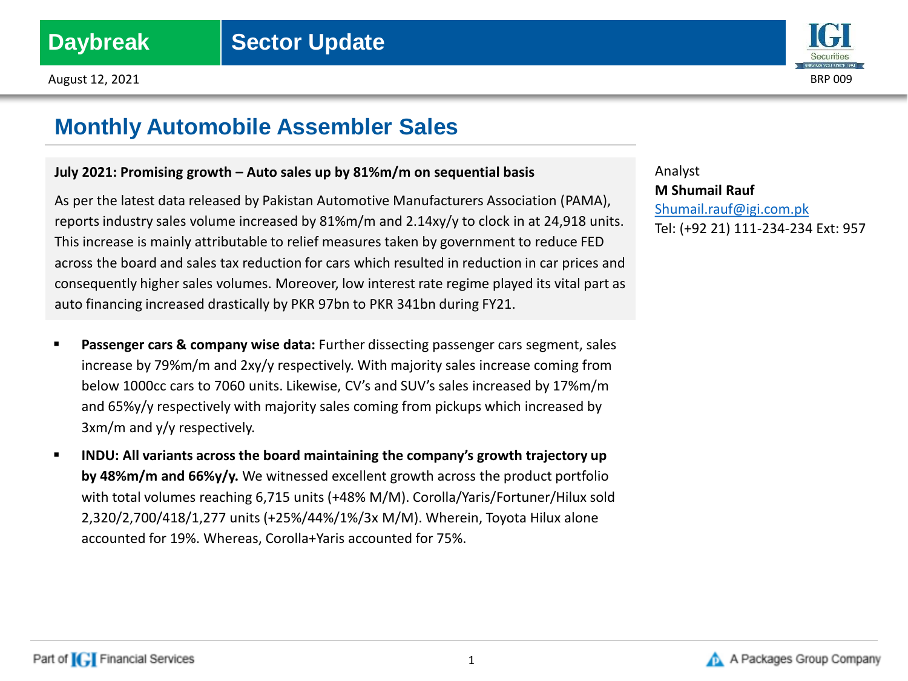Daybreak | Sector Update

August 12, 2021

BRP 009

# Monthly Automobile Assembler Sales

**July 2021: Promising growth – Auto sales up by 81%m/m on sequential basis**

As per the latest data released by Pakistan Automotive Manufacturers Association (PAMA), reports industry sales volume increased by 81%m/m and 2.14xy/y to clock in at 24,918 units. This increase is mainly attributable to relief measures taken by government to reduce FED across the board and sales tax reduction for cars which resulted in reduction in car prices and consequently higher sales volumes. Moreover, low interest rate regime played its vital part as auto financing increased drastically by PKR 97bn to PKR 341bn during FY21.

Analyst
**M Shumail Rauf**
Shumail.rauf@igi.com.pk
Tel: (+92 21) 111-234-234 Ext: 957

- **Passenger cars & company wise data:** Further dissecting passenger cars segment, sales increase by 79%m/m and 2xy/y respectively. With majority sales increase coming from below 1000cc cars to 7060 units. Likewise, CV's and SUV's sales increased by 17%m/m and 65%y/y respectively with majority sales coming from pickups which increased by 3xm/m and y/y respectively.
- **INDU: All variants across the board maintaining the company's growth trajectory up by 48%m/m and 66%y/y.** We witnessed excellent growth across the product portfolio with total volumes reaching 6,715 units (+48% M/M). Corolla/Yaris/Fortuner/Hilux sold 2,320/2,700/418/1,277 units (+25%/44%/1%/3x M/M). Wherein, Toyota Hilux alone accounted for 19%. Whereas, Corolla+Yaris accounted for 75%.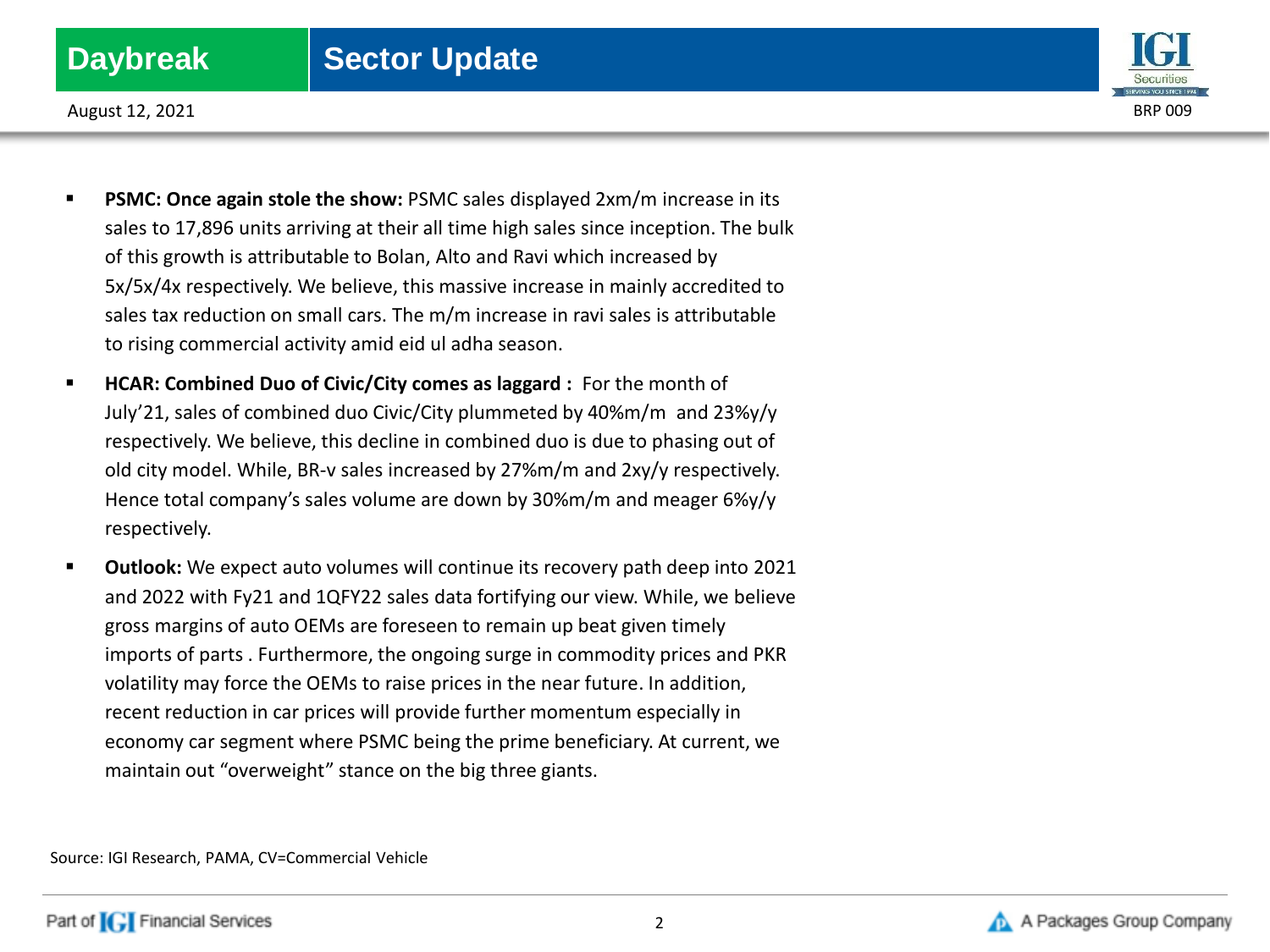- **PSMC: Once again stole the show:** PSMC sales displayed 2xm/m increase in its sales to 17,896 units arriving at their all time high sales since inception. The bulk of this growth is attributable to Bolan, Alto and Ravi which increased by 5x/5x/4x respectively. We believe, this massive increase in mainly accredited to sales tax reduction on small cars. The m/m increase in ravi sales is attributable to rising commercial activity amid eid ul adha season.
- **HCAR: Combined Duo of Civic/City comes as laggard :** For the month of July'21, sales of combined duo Civic/City plummeted by 40%m/m and 23%y/y respectively. We believe, this decline in combined duo is due to phasing out of old city model. While, BR-v sales increased by 27%m/m and 2xy/y respectively. Hence total company's sales volume are down by 30%m/m and meager 6%y/y respectively.
- **Outlook:** We expect auto volumes will continue its recovery path deep into 2021 and 2022 with Fy21 and 1QFY22 sales data fortifying our view. While, we believe gross margins of auto OEMs are foreseen to remain up beat given timely imports of parts . Furthermore, the ongoing surge in commodity prices and PKR volatility may force the OEMs to raise prices in the near future. In addition, recent reduction in car prices will provide further momentum especially in economy car segment where PSMC being the prime beneficiary. At current, we maintain out "overweight" stance on the big three giants.

Source: IGI Research, PAMA, CV=Commercial Vehicle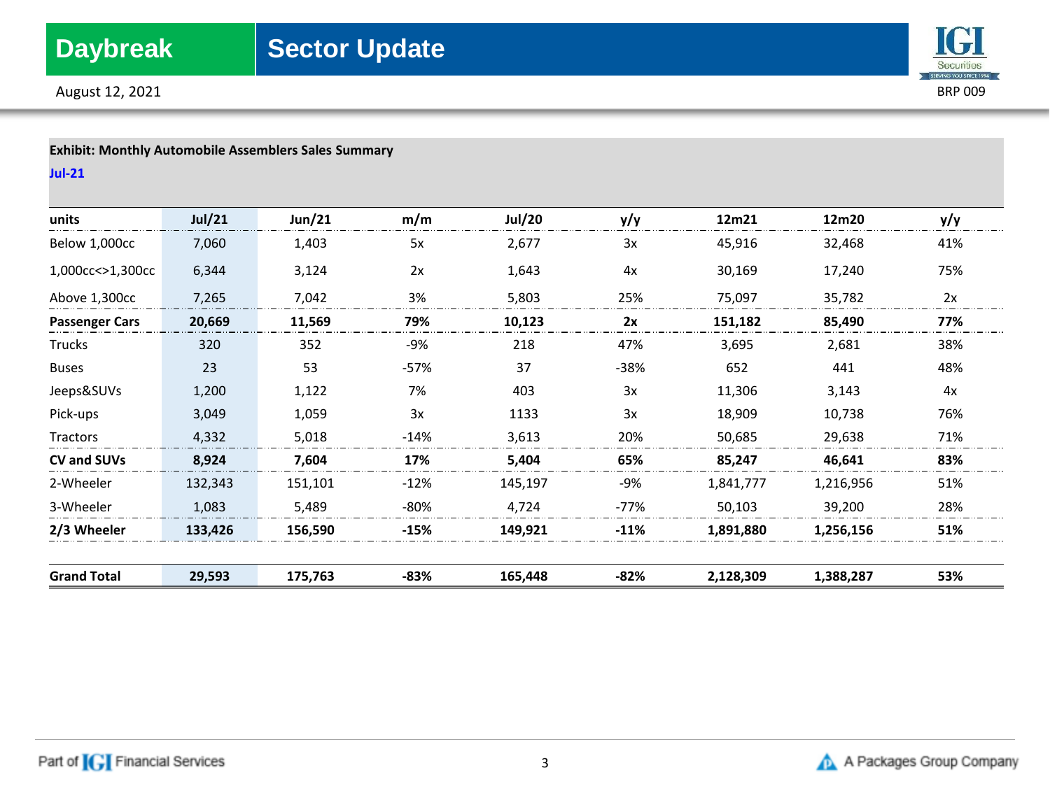**Exhibit: Monthly Automobile Assemblers Sales Summary**

**Jul-21**

| units | Jul/21 | Jun/21 | m/m | Jul/20 | y/y | 12m21 | 12m20 | y/y |
|---|---|---|---|---|---|---|---|---|
| Below 1,000cc | 7,060 | 1,403 | 5x | 2,677 | 3x | 45,916 | 32,468 | 41% |
| 1,000cc<>1,300cc | 6,344 | 3,124 | 2x | 1,643 | 4x | 30,169 | 17,240 | 75% |
| Above 1,300cc | 7,265 | 7,042 | 3% | 5,803 | 25% | 75,097 | 35,782 | 2x |
| **Passenger Cars** | **20,669** | **11,569** | **79%** | **10,123** | **2x** | **151,182** | **85,490** | **77%** |
| Trucks | 320 | 352 | -9% | 218 | 47% | 3,695 | 2,681 | 38% |
| Buses | 23 | 53 | -57% | 37 | -38% | 652 | 441 | 48% |
| Jeeps&SUVs | 1,200 | 1,122 | 7% | 403 | 3x | 11,306 | 3,143 | 4x |
| Pick-ups | 3,049 | 1,059 | 3x | 1133 | 3x | 18,909 | 10,738 | 76% |
| Tractors | 4,332 | 5,018 | -14% | 3,613 | 20% | 50,685 | 29,638 | 71% |
| **CV and SUVs** | **8,924** | **7,604** | **17%** | **5,404** | **65%** | **85,247** | **46,641** | **83%** |
| 2-Wheeler | 132,343 | 151,101 | -12% | 145,197 | -9% | 1,841,777 | 1,216,956 | 51% |
| 3-Wheeler | 1,083 | 5,489 | -80% | 4,724 | -77% | 50,103 | 39,200 | 28% |
| **2/3 Wheeler** | **133,426** | **156,590** | **-15%** | **149,921** | **-11%** | **1,891,880** | **1,256,156** | **51%** |
| **Grand Total** | **29,593** | **175,763** | **-83%** | **165,448** | **-82%** | **2,128,309** | **1,388,287** | **53%** |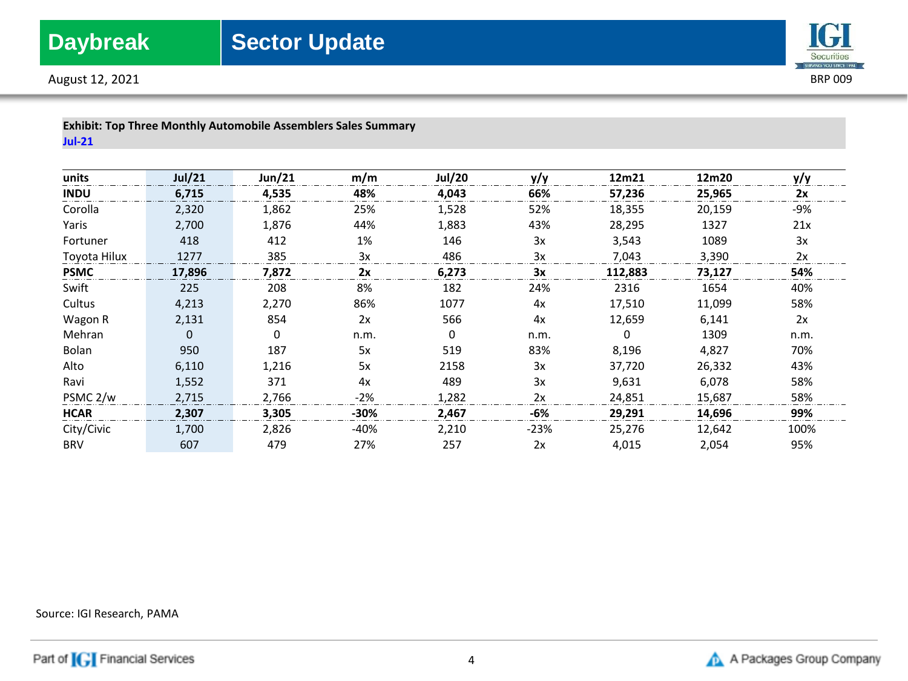**Exhibit: Top Three Monthly Automobile Assemblers Sales Summary**
**Jul-21**

| units | Jul/21 | Jun/21 | m/m | Jul/20 | y/y | 12m21 | 12m20 | y/y |
|---|---|---|---|---|---|---|---|---|
| **INDU** | **6,715** | **4,535** | **48%** | **4,043** | **66%** | **57,236** | **25,965** | **2x** |
| Corolla | 2,320 | 1,862 | 25% | 1,528 | 52% | 18,355 | 20,159 | -9% |
| Yaris | 2,700 | 1,876 | 44% | 1,883 | 43% | 28,295 | 1327 | 21x |
| Fortuner | 418 | 412 | 1% | 146 | 3x | 3,543 | 1089 | 3x |
| Toyota Hilux | 1277 | 385 | 3x | 486 | 3x | 7,043 | 3,390 | 2x |
| **PSMC** | **17,896** | **7,872** | **2x** | **6,273** | **3x** | **112,883** | **73,127** | **54%** |
| Swift | 225 | 208 | 8% | 182 | 24% | 2316 | 1654 | 40% |
| Cultus | 4,213 | 2,270 | 86% | 1077 | 4x | 17,510 | 11,099 | 58% |
| Wagon R | 2,131 | 854 | 2x | 566 | 4x | 12,659 | 6,141 | 2x |
| Mehran | 0 | 0 | n.m. | 0 | n.m. | 0 | 1309 | n.m. |
| Bolan | 950 | 187 | 5x | 519 | 83% | 8,196 | 4,827 | 70% |
| Alto | 6,110 | 1,216 | 5x | 2158 | 3x | 37,720 | 26,332 | 43% |
| Ravi | 1,552 | 371 | 4x | 489 | 3x | 9,631 | 6,078 | 58% |
| PSMC 2/w | 2,715 | 2,766 | -2% | 1,282 | 2x | 24,851 | 15,687 | 58% |
| **HCAR** | **2,307** | **3,305** | **-30%** | **2,467** | **-6%** | **29,291** | **14,696** | **99%** |
| City/Civic | 1,700 | 2,826 | -40% | 2,210 | -23% | 25,276 | 12,642 | 100% |
| BRV | 607 | 479 | 27% | 257 | 2x | 4,015 | 2,054 | 95% |

Source: IGI Research, PAMA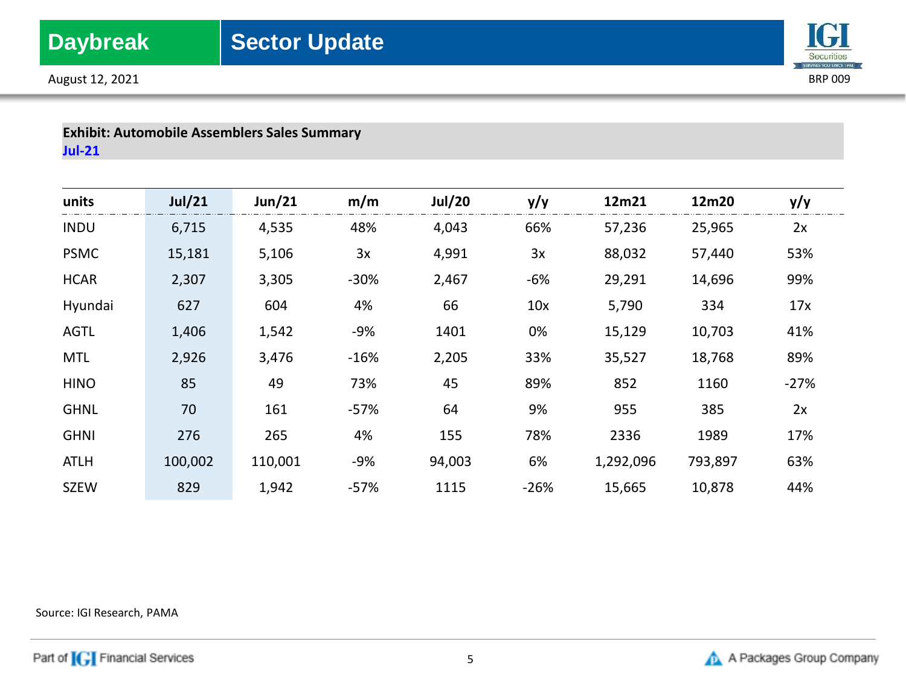**Exhibit: Automobile Assemblers Sales Summary**

**Jul-21**

| units | Jul/21 | Jun/21 | m/m | Jul/20 | y/y | 12m21 | 12m20 | y/y |
|---|---|---|---|---|---|---|---|---|
| INDU | 6,715 | 4,535 | 48% | 4,043 | 66% | 57,236 | 25,965 | 2x |
| PSMC | 15,181 | 5,106 | 3x | 4,991 | 3x | 88,032 | 57,440 | 53% |
| HCAR | 2,307 | 3,305 | -30% | 2,467 | -6% | 29,291 | 14,696 | 99% |
| Hyundai | 627 | 604 | 4% | 66 | 10x | 5,790 | 334 | 17x |
| AGTL | 1,406 | 1,542 | -9% | 1401 | 0% | 15,129 | 10,703 | 41% |
| MTL | 2,926 | 3,476 | -16% | 2,205 | 33% | 35,527 | 18,768 | 89% |
| HINO | 85 | 49 | 73% | 45 | 89% | 852 | 1160 | -27% |
| GHNL | 70 | 161 | -57% | 64 | 9% | 955 | 385 | 2x |
| GHNI | 276 | 265 | 4% | 155 | 78% | 2336 | 1989 | 17% |
| ATLH | 100,002 | 110,001 | -9% | 94,003 | 6% | 1,292,096 | 793,897 | 63% |
| SZEW | 829 | 1,942 | -57% | 1115 | -26% | 15,665 | 10,878 | 44% |

Source: IGI Research, PAMA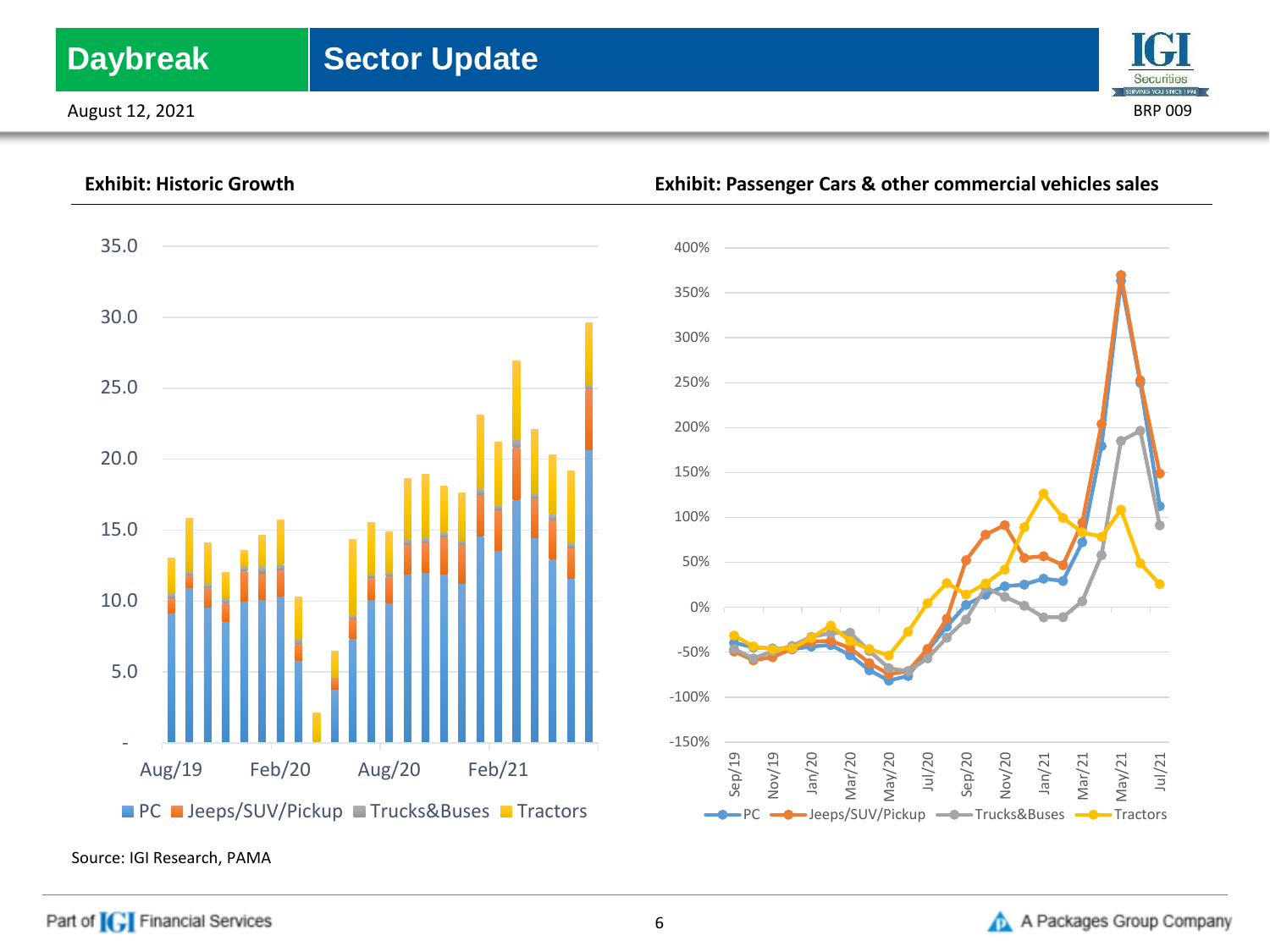Exhibit: Historic Growth

Exhibit: Passenger Cars & other commercial vehicles sales

Source: IGI Research, PAMA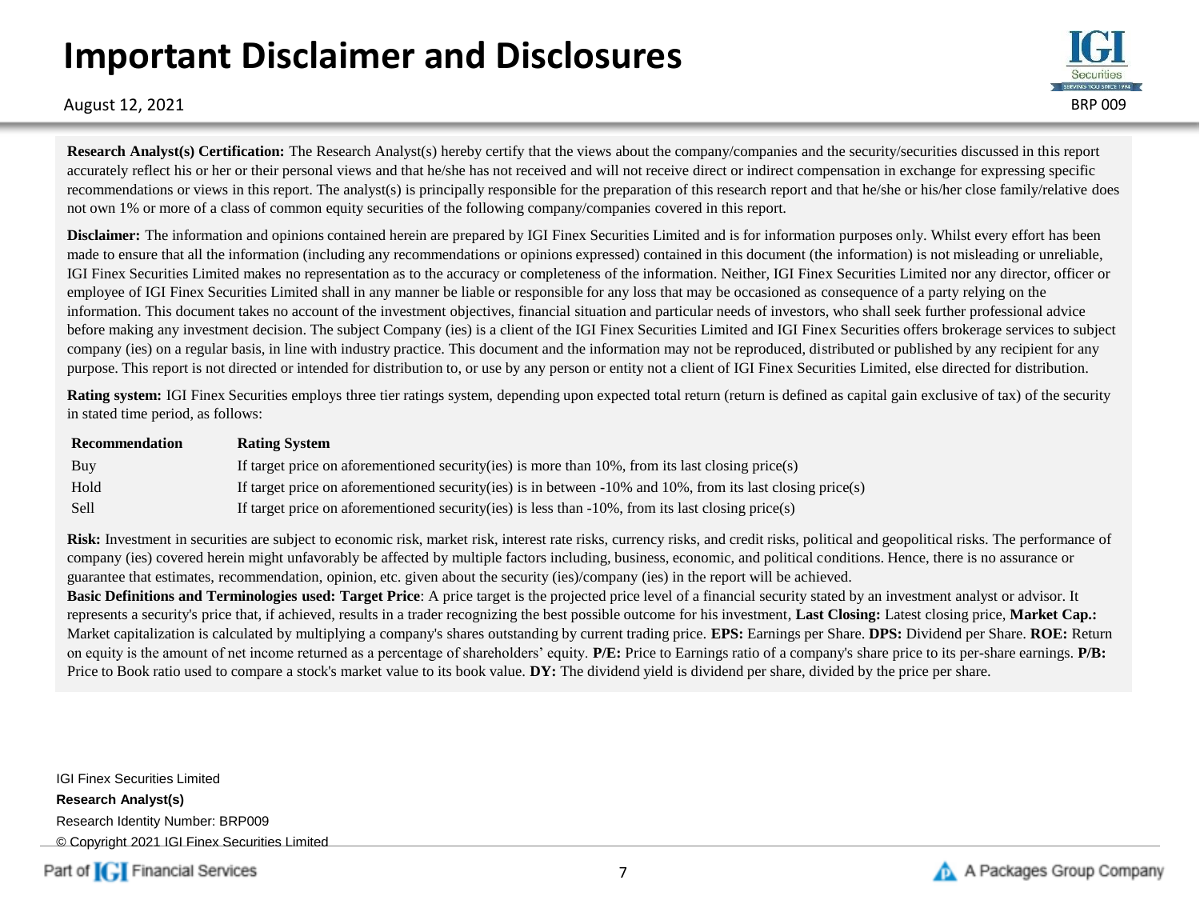# Important Disclaimer and Disclosures

August 12, 2021

BRP 009

**Research Analyst(s) Certification:** The Research Analyst(s) hereby certify that the views about the company/companies and the security/securities discussed in this report accurately reflect his or her or their personal views and that he/she has not received and will not receive direct or indirect compensation in exchange for expressing specific recommendations or views in this report. The analyst(s) is principally responsible for the preparation of this research report and that he/she or his/her close family/relative does not own 1% or more of a class of common equity securities of the following company/companies covered in this report.

**Disclaimer:** The information and opinions contained herein are prepared by IGI Finex Securities Limited and is for information purposes only. Whilst every effort has been made to ensure that all the information (including any recommendations or opinions expressed) contained in this document (the information) is not misleading or unreliable, IGI Finex Securities Limited makes no representation as to the accuracy or completeness of the information. Neither, IGI Finex Securities Limited nor any director, officer or employee of IGI Finex Securities Limited shall in any manner be liable or responsible for any loss that may be occasioned as consequence of a party relying on the information. This document takes no account of the investment objectives, financial situation and particular needs of investors, who shall seek further professional advice before making any investment decision. The subject Company (ies) is a client of the IGI Finex Securities Limited and IGI Finex Securities offers brokerage services to subject company (ies) on a regular basis, in line with industry practice. This document and the information may not be reproduced, distributed or published by any recipient for any purpose. This report is not directed or intended for distribution to, or use by any person or entity not a client of IGI Finex Securities Limited, else directed for distribution.

**Rating system:** IGI Finex Securities employs three tier ratings system, depending upon expected total return (return is defined as capital gain exclusive of tax) of the security in stated time period, as follows:

| Recommendation | Rating System |
|---|---|
| Buy | If target price on aforementioned security(ies) is more than 10%, from its last closing price(s) |
| Hold | If target price on aforementioned security(ies) is in between -10% and 10%, from its last closing price(s) |
| Sell | If target price on aforementioned security(ies) is less than -10%, from its last closing price(s) |

**Risk:** Investment in securities are subject to economic risk, market risk, interest rate risks, currency risks, and credit risks, political and geopolitical risks. The performance of company (ies) covered herein might unfavorably be affected by multiple factors including, business, economic, and political conditions. Hence, there is no assurance or guarantee that estimates, recommendation, opinion, etc. given about the security (ies)/company (ies) in the report will be achieved.

**Basic Definitions and Terminologies used: Target Price**: A price target is the projected price level of a financial security stated by an investment analyst or advisor. It represents a security's price that, if achieved, results in a trader recognizing the best possible outcome for his investment, **Last Closing:** Latest closing price, **Market Cap.:** Market capitalization is calculated by multiplying a company's shares outstanding by current trading price. **EPS:** Earnings per Share. **DPS:** Dividend per Share. **ROE:** Return on equity is the amount of net income returned as a percentage of shareholders' equity. **P/E:** Price to Earnings ratio of a company's share price to its per-share earnings. **P/B:** Price to Book ratio used to compare a stock's market value to its book value. **DY:** The dividend yield is dividend per share, divided by the price per share.

IGI Finex Securities Limited

**Research Analyst(s)**

Research Identity Number: BRP009

© Copyright 2021 IGI Finex Securities Limited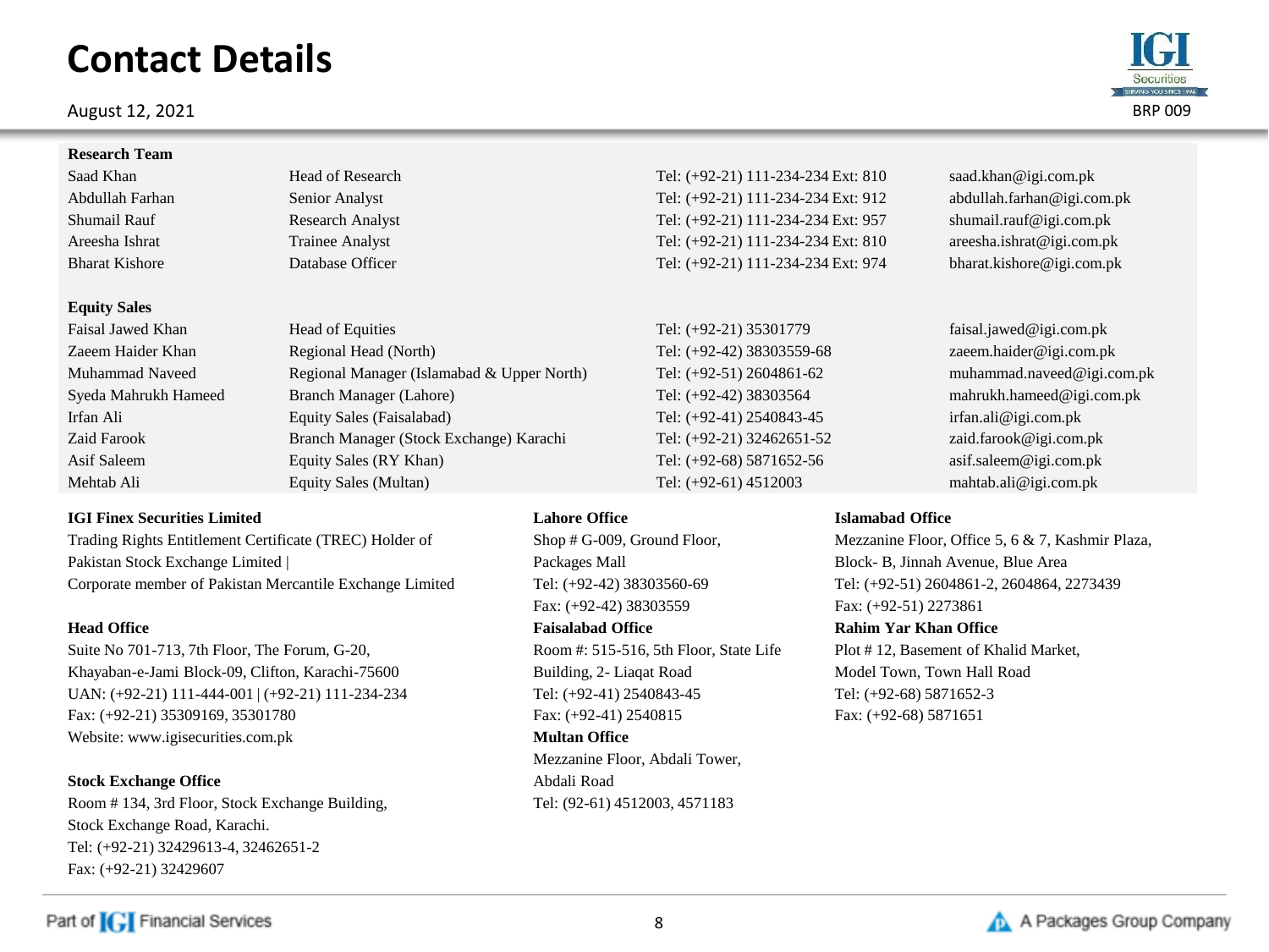# Contact Details

August 12, 2021

BRP 009

| | | | |
|---|---|---|---|
| **Research Team** | | | |
| Saad Khan | Head of Research | Tel: (+92-21) 111-234-234 Ext: 810 | saad.khan@igi.com.pk |
| Abdullah Farhan | Senior Analyst | Tel: (+92-21) 111-234-234 Ext: 912 | abdullah.farhan@igi.com.pk |
| Shumail Rauf | Research Analyst | Tel: (+92-21) 111-234-234 Ext: 957 | shumail.rauf@igi.com.pk |
| Areesha Ishrat | Trainee Analyst | Tel: (+92-21) 111-234-234 Ext: 810 | areesha.ishrat@igi.com.pk |
| Bharat Kishore | Database Officer | Tel: (+92-21) 111-234-234 Ext: 974 | bharat.kishore@igi.com.pk |
| **Equity Sales** | | | |
| Faisal Jawed Khan | Head of Equities | Tel: (+92-21) 35301779 | faisal.jawed@igi.com.pk |
| Zaeem Haider Khan | Regional Head (North) | Tel: (+92-42) 38303559-68 | zaeem.haider@igi.com.pk |
| Muhammad Naveed | Regional Manager (Islamabad & Upper North) | Tel: (+92-51) 2604861-62 | muhammad.naveed@igi.com.pk |
| Syeda Mahrukh Hameed | Branch Manager (Lahore) | Tel: (+92-42) 38303564 | mahrukh.hameed@igi.com.pk |
| Irfan Ali | Equity Sales (Faisalabad) | Tel: (+92-41) 2540843-45 | irfan.ali@igi.com.pk |
| Zaid Farook | Branch Manager (Stock Exchange) Karachi | Tel: (+92-21) 32462651-52 | zaid.farook@igi.com.pk |
| Asif Saleem | Equity Sales (RY Khan) | Tel: (+92-68) 5871652-56 | asif.saleem@igi.com.pk |
| Mehtab Ali | Equity Sales (Multan) | Tel: (+92-61) 4512003 | mahtab.ali@igi.com.pk |

**IGI Finex Securities Limited**
Trading Rights Entitlement Certificate (TREC) Holder of Pakistan Stock Exchange Limited |
Corporate member of Pakistan Mercantile Exchange Limited

**Head Office**
Suite No 701-713, 7th Floor, The Forum, G-20,
Khayaban-e-Jami Block-09, Clifton, Karachi-75600
UAN: (+92-21) 111-444-001 | (+92-21) 111-234-234
Fax: (+92-21) 35309169, 35301780
Website: www.igisecurities.com.pk

**Stock Exchange Office**
Room # 134, 3rd Floor, Stock Exchange Building,
Stock Exchange Road, Karachi.
Tel: (+92-21) 32429613-4, 32462651-2
Fax: (+92-21) 32429607

**Lahore Office**
Shop # G-009, Ground Floor,
Packages Mall
Tel: (+92-42) 38303560-69
Fax: (+92-42) 38303559

**Faisalabad Office**
Room #: 515-516, 5th Floor, State Life
Building, 2- Liaqat Road
Tel: (+92-41) 2540843-45
Fax: (+92-41) 2540815

**Multan Office**
Mezzanine Floor, Abdali Tower,
Abdali Road
Tel: (92-61) 4512003, 4571183

**Islamabad Office**
Mezzanine Floor, Office 5, 6 & 7, Kashmir Plaza,
Block- B, Jinnah Avenue, Blue Area
Tel: (+92-51) 2604861-2, 2604864, 2273439
Fax: (+92-51) 2273861

**Rahim Yar Khan Office**
Plot # 12, Basement of Khalid Market,
Model Town, Town Hall Road
Tel: (+92-68) 5871652-3
Fax: (+92-68) 5871651